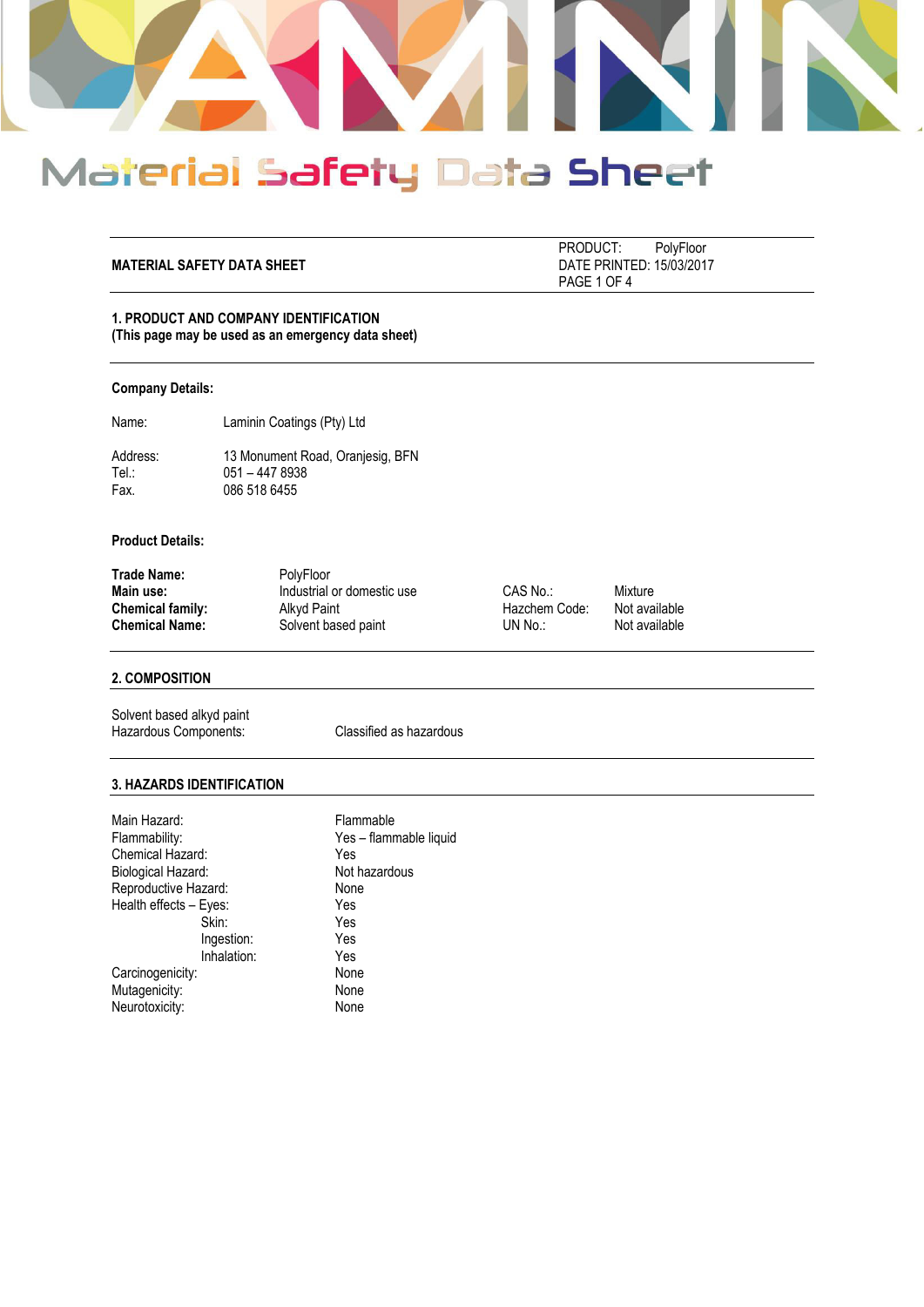# Material Safety Data Sheet

**MATERIAL SAFETY DATA SHEET**

PRODUCT: PolyFloor
DATE PRINTED: 15/03/2017

## 1. PRODUCT AND COMPANY IDENTIFICATION
**(This page may be used as an emergency data sheet)**

**Company Details:**

Name: Laminin Coatings (Pty) Ltd

Address: 13 Monument Road, Oranjesig, BFN
Tel.: 051 – 447 8938
Fax. 086 518 6455

**Product Details:**

| | | | |
|---|---|---|---|
| **Trade Name:** | PolyFloor | | |
| **Main use:** | Industrial or domestic use | CAS No.: | Mixture |
| **Chemical family:** | Alkyd Paint | Hazchem Code: | Not available |
| **Chemical Name:** | Solvent based paint | UN No.: | Not available |

## 2. COMPOSITION

Solvent based alkyd paint
Hazardous Components: Classified as hazardous

## 3. HAZARDS IDENTIFICATION

| | |
|---|---|
| Main Hazard: | Flammable |
| Flammability: | Yes – flammable liquid |
| Chemical Hazard: | Yes |
| Biological Hazard: | Not hazardous |
| Reproductive Hazard: | None |
| Health effects – Eyes: | Yes |
| Skin: | Yes |
| Ingestion: | Yes |
| Inhalation: | Yes |
| Carcinogenicity: | None |
| Mutagenicity: | None |
| Neurotoxicity: | None |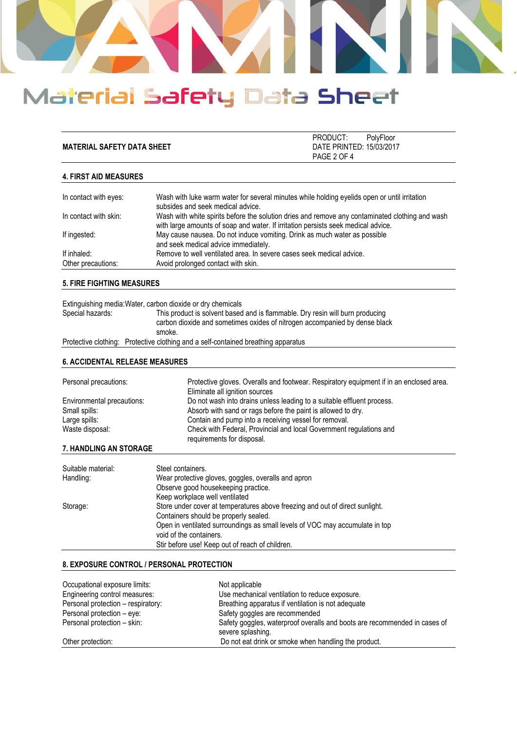## 4. FIRST AID MEASURES

| | |
|---|---|
| In contact with eyes: | Wash with luke warm water for several minutes while holding eyelids open or until irritation subsides and seek medical advice. |
| In contact with skin: | Wash with white spirits before the solution dries and remove any contaminated clothing and wash with large amounts of soap and water. If irritation persists seek medical advice. |
| If ingested: | May cause nausea. Do not induce vomiting. Drink as much water as possible and seek medical advice immediately. |
| If inhaled: | Remove to well ventilated area. In severe cases seek medical advice. |
| Other precautions: | Avoid prolonged contact with skin. |

## 5. FIRE FIGHTING MEASURES

Extinguishing media: Water, carbon dioxide or dry chemicals

Special hazards: This product is solvent based and is flammable. Dry resin will burn producing carbon dioxide and sometimes oxides of nitrogen accompanied by dense black smoke.

Protective clothing: Protective clothing and a self-contained breathing apparatus

## 6. ACCIDENTAL RELEASE MEASURES

| | |
|---|---|
| Personal precautions: | Protective gloves. Overalls and footwear. Respiratory equipment if in an enclosed area. Eliminate all ignition sources |
| Environmental precautions: | Do not wash into drains unless leading to a suitable effluent process. |
| Small spills: | Absorb with sand or rags before the paint is allowed to dry. |
| Large spills: | Contain and pump into a receiving vessel for removal. |
| Waste disposal: | Check with Federal, Provincial and local Government regulations and requirements for disposal. |

## 7. HANDLING AN STORAGE

| | |
|---|---|
| Suitable material: | Steel containers. |
| Handling: | Wear protective gloves, goggles, overalls and apron<br>Observe good housekeeping practice.<br>Keep workplace well ventilated |
| Storage: | Store under cover at temperatures above freezing and out of direct sunlight.<br>Containers should be properly sealed.<br>Open in ventilated surroundings as small levels of VOC may accumulate in top void of the containers.<br>Stir before use! Keep out of reach of children. |

## 8. EXPOSURE CONTROL / PERSONAL PROTECTION

| | |
|---|---|
| Occupational exposure limits: | Not applicable |
| Engineering control measures: | Use mechanical ventilation to reduce exposure. |
| Personal protection – respiratory: | Breathing apparatus if ventilation is not adequate |
| Personal protection – eye: | Safety goggles are recommended |
| Personal protection – skin: | Safety goggles, waterproof overalls and boots are recommended in cases of severe splashing. |
| Other protection: | Do not eat drink or smoke when handling the product. |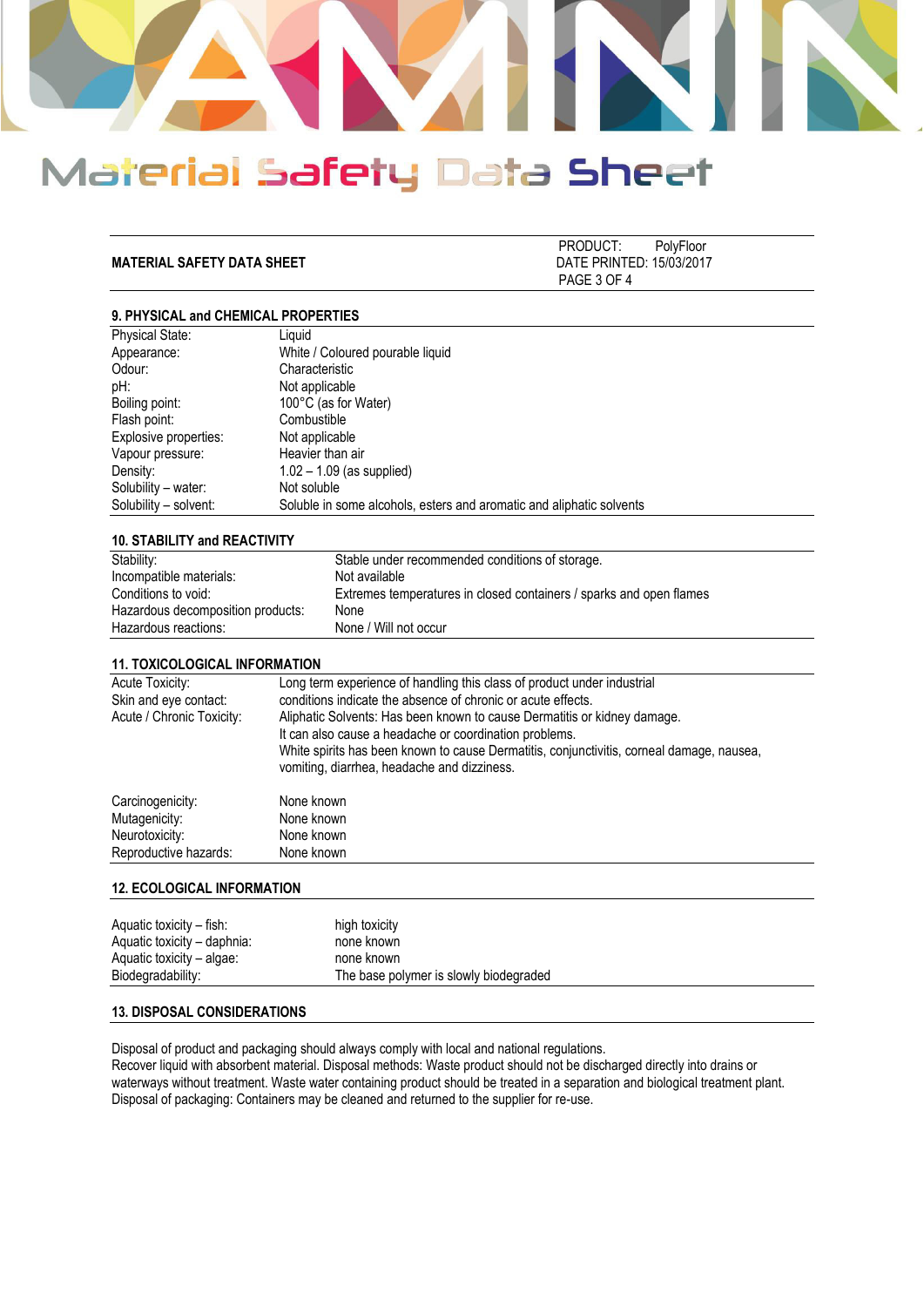**MATERIAL SAFETY DATA SHEET**

PRODUCT: PolyFloor
DATE PRINTED: 15/03/2017

## 9. PHYSICAL and CHEMICAL PROPERTIES

| | |
|---|---|
| Physical State: | Liquid |
| Appearance: | White / Coloured pourable liquid |
| Odour: | Characteristic |
| pH: | Not applicable |
| Boiling point: | 100°C (as for Water) |
| Flash point: | Combustible |
| Explosive properties: | Not applicable |
| Vapour pressure: | Heavier than air |
| Density: | 1.02 – 1.09 (as supplied) |
| Solubility – water: | Not soluble |
| Solubility – solvent: | Soluble in some alcohols, esters and aromatic and aliphatic solvents |

## 10. STABILITY and REACTIVITY

| | |
|---|---|
| Stability: | Stable under recommended conditions of storage. |
| Incompatible materials: | Not available |
| Conditions to void: | Extremes temperatures in closed containers / sparks and open flames |
| Hazardous decomposition products: | None |
| Hazardous reactions: | None / Will not occur |

## 11. TOXICOLOGICAL INFORMATION

| | |
|---|---|
| Acute Toxicity: | Long term experience of handling this class of product under industrial |
| Skin and eye contact: | conditions indicate the absence of chronic or acute effects. |
| Acute / Chronic Toxicity: | Aliphatic Solvents: Has been known to cause Dermatitis or kidney damage. It can also cause a headache or coordination problems. White spirits has been known to cause Dermatitis, conjunctivitis, corneal damage, nausea, vomiting, diarrhea, headache and dizziness. |
| Carcinogenicity: | None known |
| Mutagenicity: | None known |
| Neurotoxicity: | None known |
| Reproductive hazards: | None known |

## 12. ECOLOGICAL INFORMATION

| | |
|---|---|
| Aquatic toxicity – fish: | high toxicity |
| Aquatic toxicity – daphnia: | none known |
| Aquatic toxicity – algae: | none known |
| Biodegradability: | The base polymer is slowly biodegraded |

## 13. DISPOSAL CONSIDERATIONS

Disposal of product and packaging should always comply with local and national regulations.
Recover liquid with absorbent material. Disposal methods: Waste product should not be discharged directly into drains or waterways without treatment. Waste water containing product should be treated in a separation and biological treatment plant.
Disposal of packaging: Containers may be cleaned and returned to the supplier for re-use.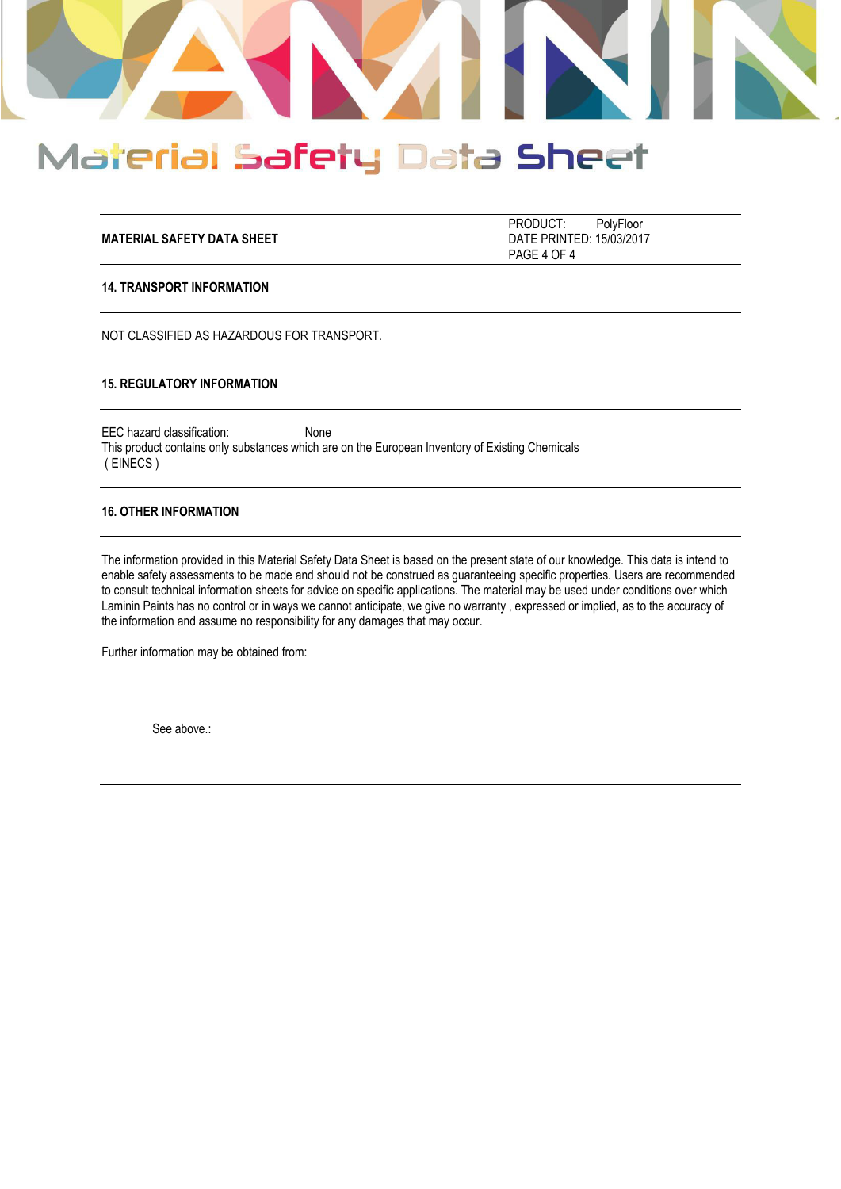# 14. TRANSPORT INFORMATION

NOT CLASSIFIED AS HAZARDOUS FOR TRANSPORT.

# 15. REGULATORY INFORMATION

EEC hazard classification: None
This product contains only substances which are on the European Inventory of Existing Chemicals ( EINECS )

# 16. OTHER INFORMATION

The information provided in this Material Safety Data Sheet is based on the present state of our knowledge. This data is intend to enable safety assessments to be made and should not be construed as guaranteeing specific properties. Users are recommended to consult technical information sheets for advice on specific applications. The material may be used under conditions over which Laminin Paints has no control or in ways we cannot anticipate, we give no warranty , expressed or implied, as to the accuracy of the information and assume no responsibility for any damages that may occur.

Further information may be obtained from:

See above.: